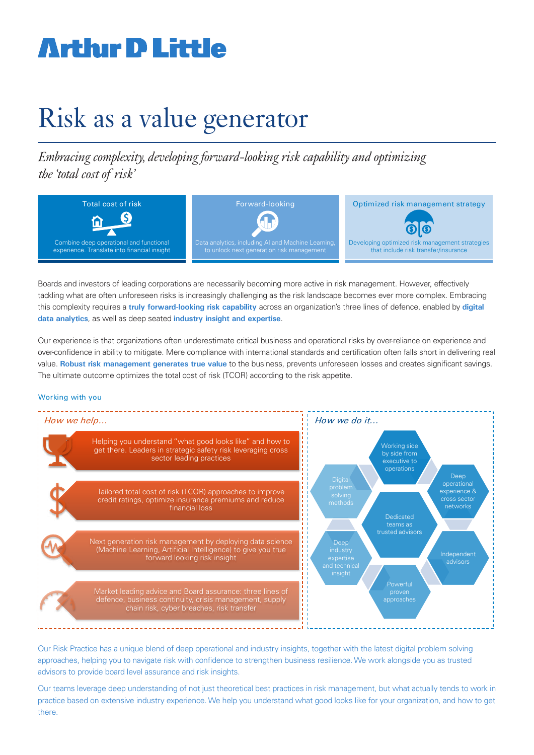Arthur D Little

# Risk as a value generator

*Embracing complexity, developing forward-looking risk capability and optimizing the 'total cost of risk'*

**Total cost of risk**

Combine deep operational and functional experience. Translate into financial insight

**Forward-looking**

Data analytics, including AI and Machine Learning, to unlock next generation risk management

**Optimized risk management strategy**

Developing optimized risk management strategies that include risk transfer/insurance

Boards and investors of leading corporations are necessarily becoming more active in risk management. However, effectively tackling what are often unforeseen risks is increasingly challenging as the risk landscape becomes ever more complex. Embracing this complexity requires a **truly forward-looking risk capability** across an organization's three lines of defence, enabled by **digital data analytics**, as well as deep seated **industry insight and expertise**.

Our experience is that organizations often underestimate critical business and operational risks by over-reliance on experience and over-confidence in ability to mitigate. Mere compliance with international standards and certification often falls short in delivering real value. **Robust risk management generates true value** to the business, prevents unforeseen losses and creates significant savings. The ultimate outcome optimizes the total cost of risk (TCOR) according to the risk appetite.

## Working with you

*How we help…*

- Helping you understand "what good looks like" and how to get there. Leaders in strategic safety risk leveraging cross sector leading practices
- Tailored total cost of risk (TCOR) approaches to improve credit ratings, optimize insurance premiums and reduce financial loss
- Next generation risk management by deploying data science (Machine Learning, Artificial Intelligence) to give you true forward looking risk insight
- Market leading advice and Board assurance: three lines of defence, business continuity, crisis management, supply chain risk, cyber breaches, risk transfer

*How we do it…*

- Working side by side from executive to operations
- Deep operational experience & cross sector networks
- Independent advisors
- Powerful proven approaches
- Deep industry expertise and technical insight
- Digital problem solving methods
- Dedicated teams as trusted advisors

Our Risk Practice has a unique blend of deep operational and industry insights, together with the latest digital problem solving approaches, helping you to navigate risk with confidence to strengthen business resilience. We work alongside you as trusted advisors to provide board level assurance and risk insights.

Our teams leverage deep understanding of not just theoretical best practices in risk management, but what actually tends to work in practice based on extensive industry experience. We help you understand what good looks like for your organization, and how to get there.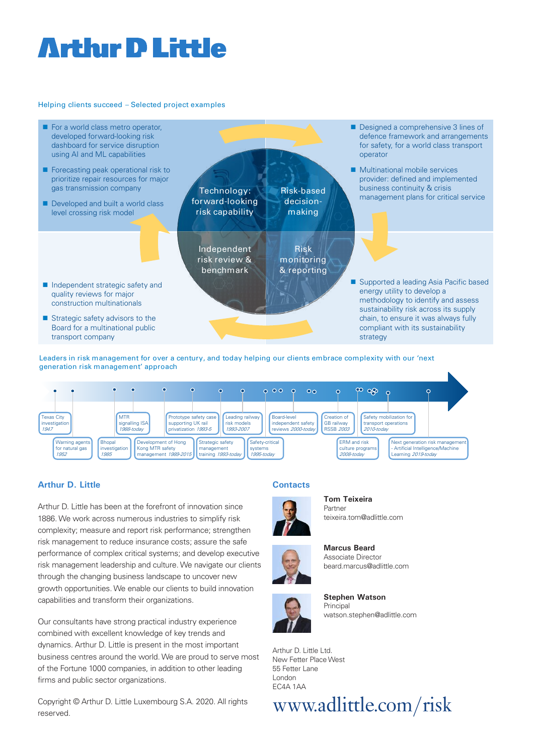# Arthur D Little

Helping clients succeed – Selected project examples

- For a world class metro operator, developed forward-looking risk dashboard for service disruption using AI and ML capabilities
- Forecasting peak operational risk to prioritize repair resources for major gas transmission company
- Developed and built a world class level crossing risk model

Technology: forward-looking risk capability

Risk-based decision-making

- Designed a comprehensive 3 lines of defence framework and arrangements for safety, for a world class transport operator
- Multinational mobile services provider: defined and implemented business continuity & crisis management plans for critical service

Independent risk review & benchmark

Risk monitoring & reporting

- Independent strategic safety and quality reviews for major construction multinationals
- Strategic safety advisors to the Board for a multinational public transport company

- Supported a leading Asia Pacific based energy utility to develop a methodology to identify and assess sustainability risk across its supply chain, to ensure it was always fully compliant with its sustainability strategy

Leaders in risk management for over a century, and today helping our clients embrace complexity with our 'next generation risk management' approach

Texas City investigation *1947*

Warning agents for natural gas *1952*

Bhopal investigation *1985*

MTR signalling ISA *1988-today*

Development of Hong Kong MTR safety management *1989-2015*

Prototype safety case supporting UK rail privatization *1993-5*

Strategic safety management training *1993-today*

Leading railway risk models *1993-2007*

Safety-critical systems *1995-today*

Board-level independent safety reviews *2000-today*

Creation of GB railway RSSB *2003*

ERM and risk culture programs *2008-today*

Safety mobilization for transport operations *2010-today*

Next generation risk management - Artificial Intelligence/Machine Learning *2019-today*

## Arthur D. Little

Arthur D. Little has been at the forefront of innovation since 1886. We work across numerous industries to simplify risk complexity; measure and report risk performance; strengthen risk management to reduce insurance costs; assure the safe performance of complex critical systems; and develop executive risk management leadership and culture. We navigate our clients through the changing business landscape to uncover new growth opportunities. We enable our clients to build innovation capabilities and transform their organizations.

Our consultants have strong practical industry experience combined with excellent knowledge of key trends and dynamics. Arthur D. Little is present in the most important business centres around the world. We are proud to serve most of the Fortune 1000 companies, in addition to other leading firms and public sector organizations.

Copyright © Arthur D. Little Luxembourg S.A. 2020. All rights reserved.

## Contacts

**Tom Teixeira**
Partner
teixeira.tom@adlittle.com

**Marcus Beard**
Associate Director
beard.marcus@adlittle.com

**Stephen Watson**
Principal
watson.stephen@adlittle.com

Arthur D. Little Ltd.
New Fetter Place West
55 Fetter Lane
London
EC4A 1AA

www.adlittle.com/risk